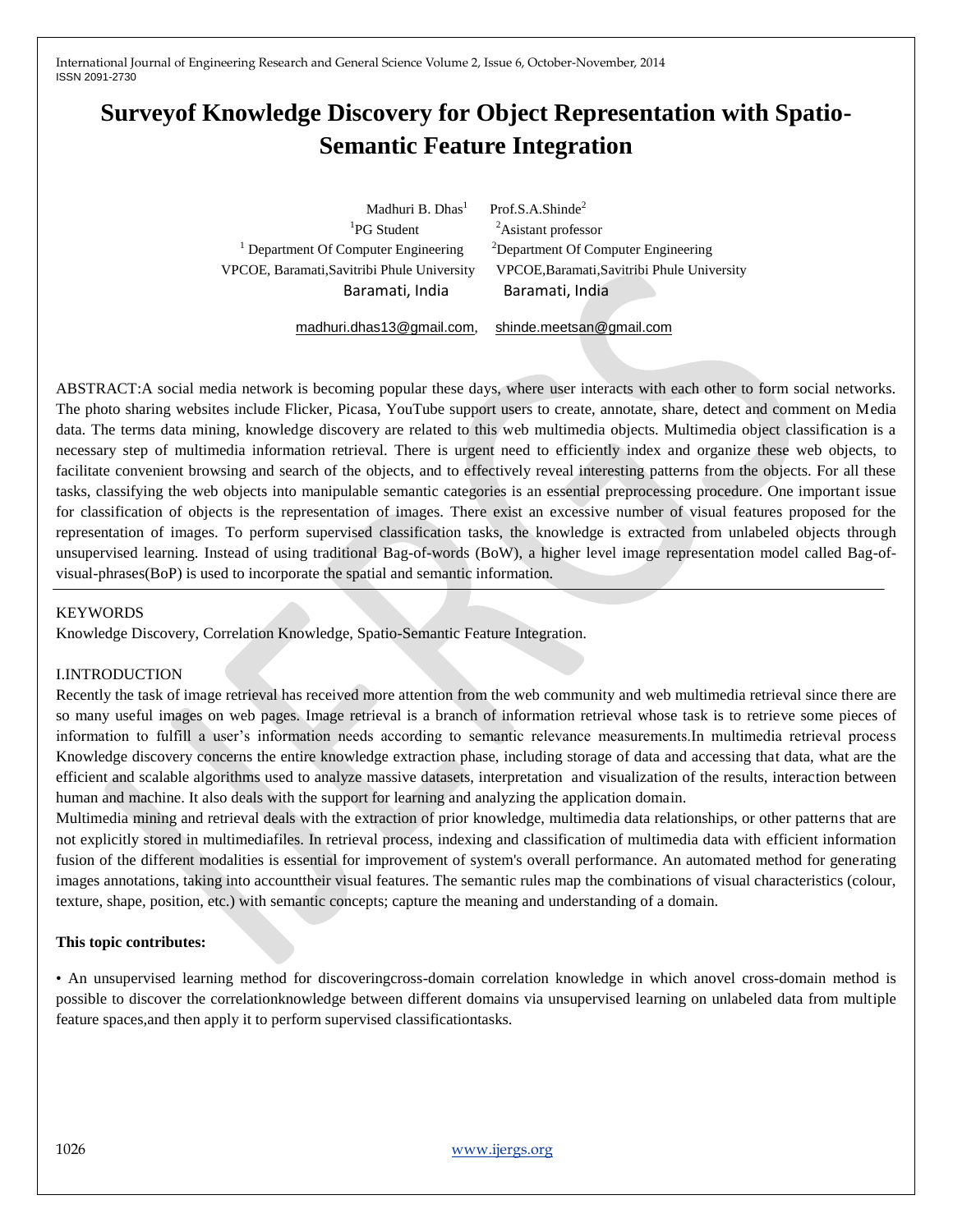# Surveyof Knowledge Discovery for Object Representation with Spatio-Semantic Feature Integration

Madhuri B. Dhas[1] Prof.S.A.Shinde[2]

[1]PG Student [2]Asistant professor

[1] Department Of Computer Engineering [2]Department Of Computer Engineering

VPCOE, Baramati,Savitribi Phule University VPCOE,Baramati,Savitribi Phule University

Baramati, India Baramati, India

madhuri.dhas13@gmail.com, shinde.meetsan@gmail.com

ABSTRACT:A social media network is becoming popular these days, where user interacts with each other to form social networks. The photo sharing websites include Flicker, Picasa, YouTube support users to create, annotate, share, detect and comment on Media data. The terms data mining, knowledge discovery are related to this web multimedia objects. Multimedia object classification is a necessary step of multimedia information retrieval. There is urgent need to efficiently index and organize these web objects, to facilitate convenient browsing and search of the objects, and to effectively reveal interesting patterns from the objects. For all these tasks, classifying the web objects into manipulable semantic categories is an essential preprocessing procedure. One important issue for classification of objects is the representation of images. There exist an excessive number of visual features proposed for the representation of images. To perform supervised classification tasks, the knowledge is extracted from unlabeled objects through unsupervised learning. Instead of using traditional Bag-of-words (BoW), a higher level image representation model called Bag-of-visual-phrases(BoP) is used to incorporate the spatial and semantic information.

KEYWORDS

Knowledge Discovery, Correlation Knowledge, Spatio-Semantic Feature Integration.

## I.INTRODUCTION

Recently the task of image retrieval has received more attention from the web community and web multimedia retrieval since there are so many useful images on web pages. Image retrieval is a branch of information retrieval whose task is to retrieve some pieces of information to fulfill a user's information needs according to semantic relevance measurements.In multimedia retrieval process Knowledge discovery concerns the entire knowledge extraction phase, including storage of data and accessing that data, what are the efficient and scalable algorithms used to analyze massive datasets, interpretation and visualization of the results, interaction between human and machine. It also deals with the support for learning and analyzing the application domain.

Multimedia mining and retrieval deals with the extraction of prior knowledge, multimedia data relationships, or other patterns that are not explicitly stored in multimediafiles. In retrieval process, indexing and classification of multimedia data with efficient information fusion of the different modalities is essential for improvement of system's overall performance. An automated method for generating images annotations, taking into accounttheir visual features. The semantic rules map the combinations of visual characteristics (colour, texture, shape, position, etc.) with semantic concepts; capture the meaning and understanding of a domain.

**This topic contributes:**

• An unsupervised learning method for discoveringcross-domain correlation knowledge in which anovel cross-domain method is possible to discover the correlationknowledge between different domains via unsupervised learning on unlabeled data from multiple feature spaces,and then apply it to perform supervised classificationtasks.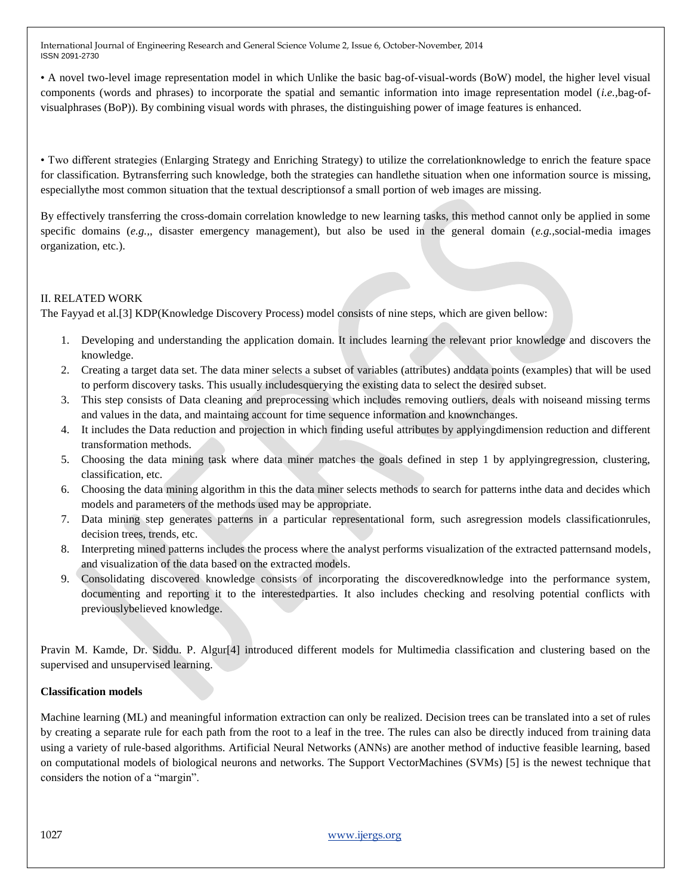• A novel two-level image representation model in which Unlike the basic bag-of-visual-words (BoW) model, the higher level visual components (words and phrases) to incorporate the spatial and semantic information into image representation model (*i.e.*,bag-of-visualphrases (BoP)). By combining visual words with phrases, the distinguishing power of image features is enhanced.

• Two different strategies (Enlarging Strategy and Enriching Strategy) to utilize the correlationknowledge to enrich the feature space for classification. Bytransferring such knowledge, both the strategies can handlethe situation when one information source is missing, especiallythe most common situation that the textual descriptionsof a small portion of web images are missing.

By effectively transferring the cross-domain correlation knowledge to new learning tasks, this method cannot only be applied in some specific domains (*e.g.*,, disaster emergency management), but also be used in the general domain (*e.g.*,social-media images organization, etc.).

## II. RELATED WORK

The Fayyad et al.[3] KDP(Knowledge Discovery Process) model consists of nine steps, which are given bellow:

1. Developing and understanding the application domain. It includes learning the relevant prior knowledge and discovers the knowledge.
2. Creating a target data set. The data miner selects a subset of variables (attributes) anddata points (examples) that will be used to perform discovery tasks. This usually includesquerying the existing data to select the desired subset.
3. This step consists of Data cleaning and preprocessing which includes removing outliers, deals with noiseand missing terms and values in the data, and maintaing account for time sequence information and knownchanges.
4. It includes the Data reduction and projection in which finding useful attributes by applyingdimension reduction and different transformation methods.
5. Choosing the data mining task where data miner matches the goals defined in step 1 by applyingregression, clustering, classification, etc.
6. Choosing the data mining algorithm in this the data miner selects methods to search for patterns inthe data and decides which models and parameters of the methods used may be appropriate.
7. Data mining step generates patterns in a particular representational form, such asregression models classificationrules, decision trees, trends, etc.
8. Interpreting mined patterns includes the process where the analyst performs visualization of the extracted patternsand models, and visualization of the data based on the extracted models.
9. Consolidating discovered knowledge consists of incorporating the discoveredknowledge into the performance system, documenting and reporting it to the interestedparties. It also includes checking and resolving potential conflicts with previouslybelieved knowledge.

Pravin M. Kamde, Dr. Siddu. P. Algur[4] introduced different models for Multimedia classification and clustering based on the supervised and unsupervised learning.

**Classification models**

Machine learning (ML) and meaningful information extraction can only be realized. Decision trees can be translated into a set of rules by creating a separate rule for each path from the root to a leaf in the tree. The rules can also be directly induced from training data using a variety of rule-based algorithms. Artificial Neural Networks (ANNs) are another method of inductive feasible learning, based on computational models of biological neurons and networks. The Support VectorMachines (SVMs) [5] is the newest technique that considers the notion of a "margin".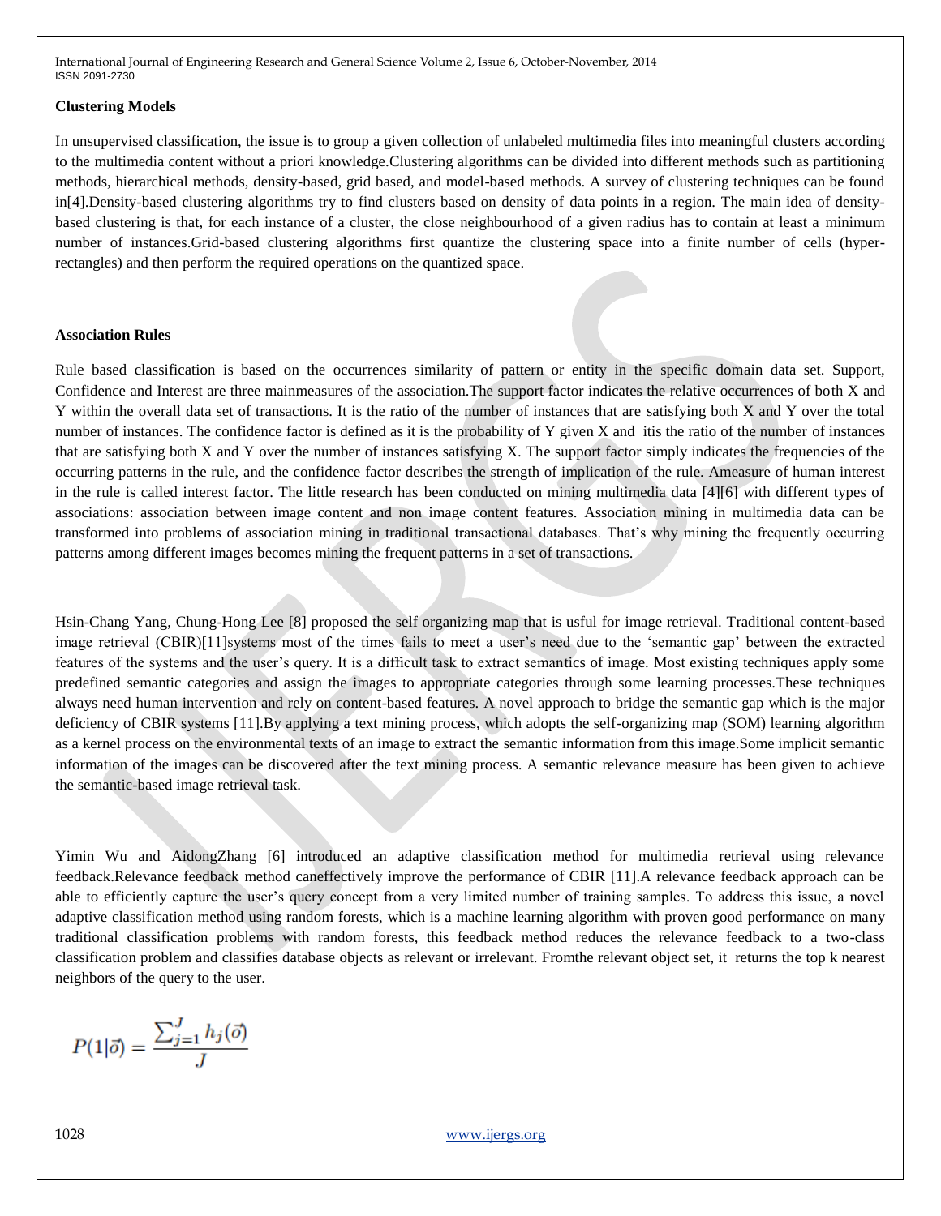**Clustering Models**

In unsupervised classification, the issue is to group a given collection of unlabeled multimedia files into meaningful clusters according to the multimedia content without a priori knowledge.Clustering algorithms can be divided into different methods such as partitioning methods, hierarchical methods, density-based, grid based, and model-based methods. A survey of clustering techniques can be found in[4].Density-based clustering algorithms try to find clusters based on density of data points in a region. The main idea of density-based clustering is that, for each instance of a cluster, the close neighbourhood of a given radius has to contain at least a minimum number of instances.Grid-based clustering algorithms first quantize the clustering space into a finite number of cells (hyper-rectangles) and then perform the required operations on the quantized space.

**Association Rules**

Rule based classification is based on the occurrences similarity of pattern or entity in the specific domain data set. Support, Confidence and Interest are three mainmeasures of the association.The support factor indicates the relative occurrences of both X and Y within the overall data set of transactions. It is the ratio of the number of instances that are satisfying both X and Y over the total number of instances. The confidence factor is defined as it is the probability of Y given X and itis the ratio of the number of instances that are satisfying both X and Y over the number of instances satisfying X. The support factor simply indicates the frequencies of the occurring patterns in the rule, and the confidence factor describes the strength of implication of the rule. Ameasure of human interest in the rule is called interest factor. The little research has been conducted on mining multimedia data [4][6] with different types of associations: association between image content and non image content features. Association mining in multimedia data can be transformed into problems of association mining in traditional transactional databases. That's why mining the frequently occurring patterns among different images becomes mining the frequent patterns in a set of transactions.

Hsin-Chang Yang, Chung-Hong Lee [8] proposed the self organizing map that is usful for image retrieval. Traditional content-based image retrieval (CBIR)[11]systems most of the times fails to meet a user's need due to the 'semantic gap' between the extracted features of the systems and the user's query. It is a difficult task to extract semantics of image. Most existing techniques apply some predefined semantic categories and assign the images to appropriate categories through some learning processes.These techniques always need human intervention and rely on content-based features. A novel approach to bridge the semantic gap which is the major deficiency of CBIR systems [11].By applying a text mining process, which adopts the self-organizing map (SOM) learning algorithm as a kernel process on the environmental texts of an image to extract the semantic information from this image.Some implicit semantic information of the images can be discovered after the text mining process. A semantic relevance measure has been given to achieve the semantic-based image retrieval task.

Yimin Wu and AidongZhang [6] introduced an adaptive classification method for multimedia retrieval using relevance feedback.Relevance feedback method caneffectively improve the performance of CBIR [11].A relevance feedback approach can be able to efficiently capture the user's query concept from a very limited number of training samples. To address this issue, a novel adaptive classification method using random forests, which is a machine learning algorithm with proven good performance on many traditional classification problems with random forests, this feedback method reduces the relevance feedback to a two-class classification problem and classifies database objects as relevant or irrelevant. Fromthe relevant object set, it returns the top k nearest neighbors of the query to the user.

$$P(1|\vec{o}) = \frac{\sum_{j=1}^{J} h_j(\vec{o})}{J}$$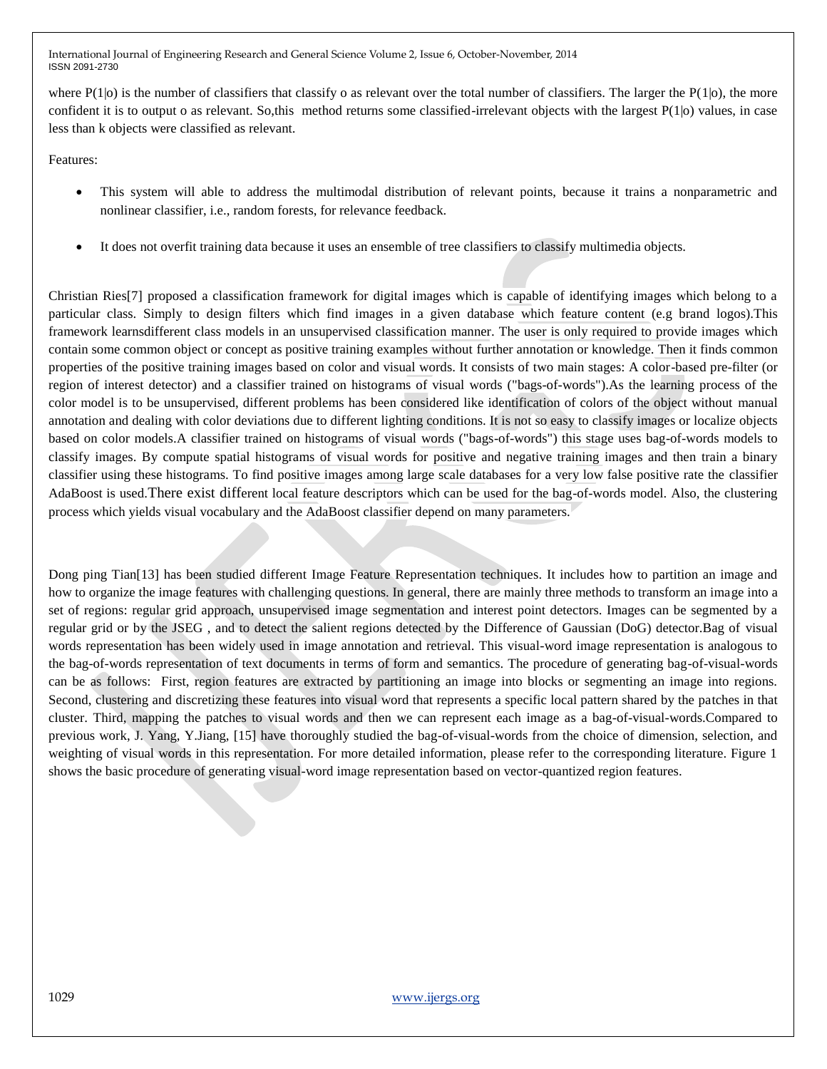where $P(1|o)$ is the number of classifiers that classify o as relevant over the total number of classifiers. The larger the $P(1|o)$, the more confident it is to output o as relevant. So,this method returns some classified-irrelevant objects with the largest $P(1|o)$ values, in case less than k objects were classified as relevant.

Features:

- This system will able to address the multimodal distribution of relevant points, because it trains a nonparametric and nonlinear classifier, i.e., random forests, for relevance feedback.
- It does not overfit training data because it uses an ensemble of tree classifiers to classify multimedia objects.

Christian Ries[7] proposed a classification framework for digital images which is capable of identifying images which belong to a particular class. Simply to design filters which find images in a given database which feature content (e.g brand logos).This framework learnsdifferent class models in an unsupervised classification manner. The user is only required to provide images which contain some common object or concept as positive training examples without further annotation or knowledge. Then it finds common properties of the positive training images based on color and visual words. It consists of two main stages: A color-based pre-filter (or region of interest detector) and a classifier trained on histograms of visual words ("bags-of-words").As the learning process of the color model is to be unsupervised, different problems has been considered like identification of colors of the object without manual annotation and dealing with color deviations due to different lighting conditions. It is not so easy to classify images or localize objects based on color models.A classifier trained on histograms of visual words ("bags-of-words") this stage uses bag-of-words models to classify images. By compute spatial histograms of visual words for positive and negative training images and then train a binary classifier using these histograms. To find positive images among large scale databases for a very low false positive rate the classifier AdaBoost is used.There exist different local feature descriptors which can be used for the bag-of-words model. Also, the clustering process which yields visual vocabulary and the AdaBoost classifier depend on many parameters.

Dong ping Tian[13] has been studied different Image Feature Representation techniques. It includes how to partition an image and how to organize the image features with challenging questions. In general, there are mainly three methods to transform an image into a set of regions: regular grid approach, unsupervised image segmentation and interest point detectors. Images can be segmented by a regular grid or by the JSEG , and to detect the salient regions detected by the Difference of Gaussian (DoG) detector.Bag of visual words representation has been widely used in image annotation and retrieval. This visual-word image representation is analogous to the bag-of-words representation of text documents in terms of form and semantics. The procedure of generating bag-of-visual-words can be as follows: First, region features are extracted by partitioning an image into blocks or segmenting an image into regions. Second, clustering and discretizing these features into visual word that represents a specific local pattern shared by the patches in that cluster. Third, mapping the patches to visual words and then we can represent each image as a bag-of-visual-words.Compared to previous work, J. Yang, Y.Jiang, [15] have thoroughly studied the bag-of-visual-words from the choice of dimension, selection, and weighting of visual words in this representation. For more detailed information, please refer to the corresponding literature. Figure 1 shows the basic procedure of generating visual-word image representation based on vector-quantized region features.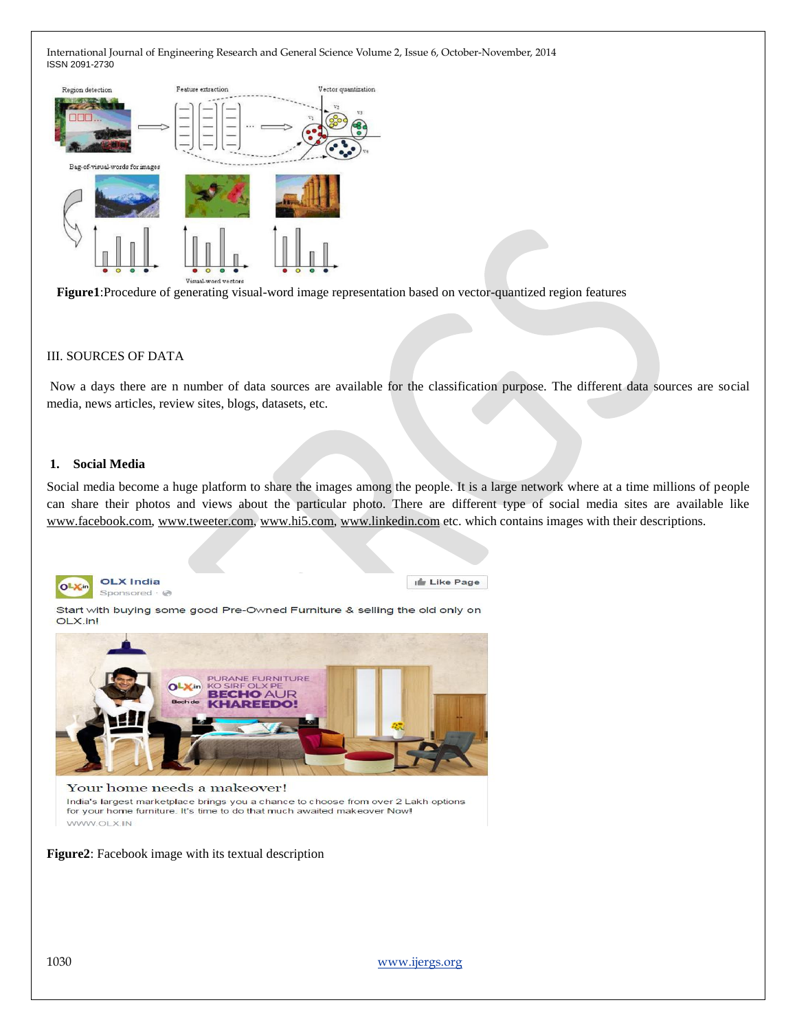**Figure1**:Procedure of generating visual-word image representation based on vector-quantized region features

III. SOURCES OF DATA

Now a days there are n number of data sources are available for the classification purpose. The different data sources are social media, news articles, review sites, blogs, datasets, etc.

**1. Social Media**

Social media become a huge platform to share the images among the people. It is a large network where at a time millions of people can share their photos and views about the particular photo. There are different type of social media sites are available like www.facebook.com, www.tweeter.com, www.hi5.com, www.linkedin.com etc. which contains images with their descriptions.

**Figure2**: Facebook image with its textual description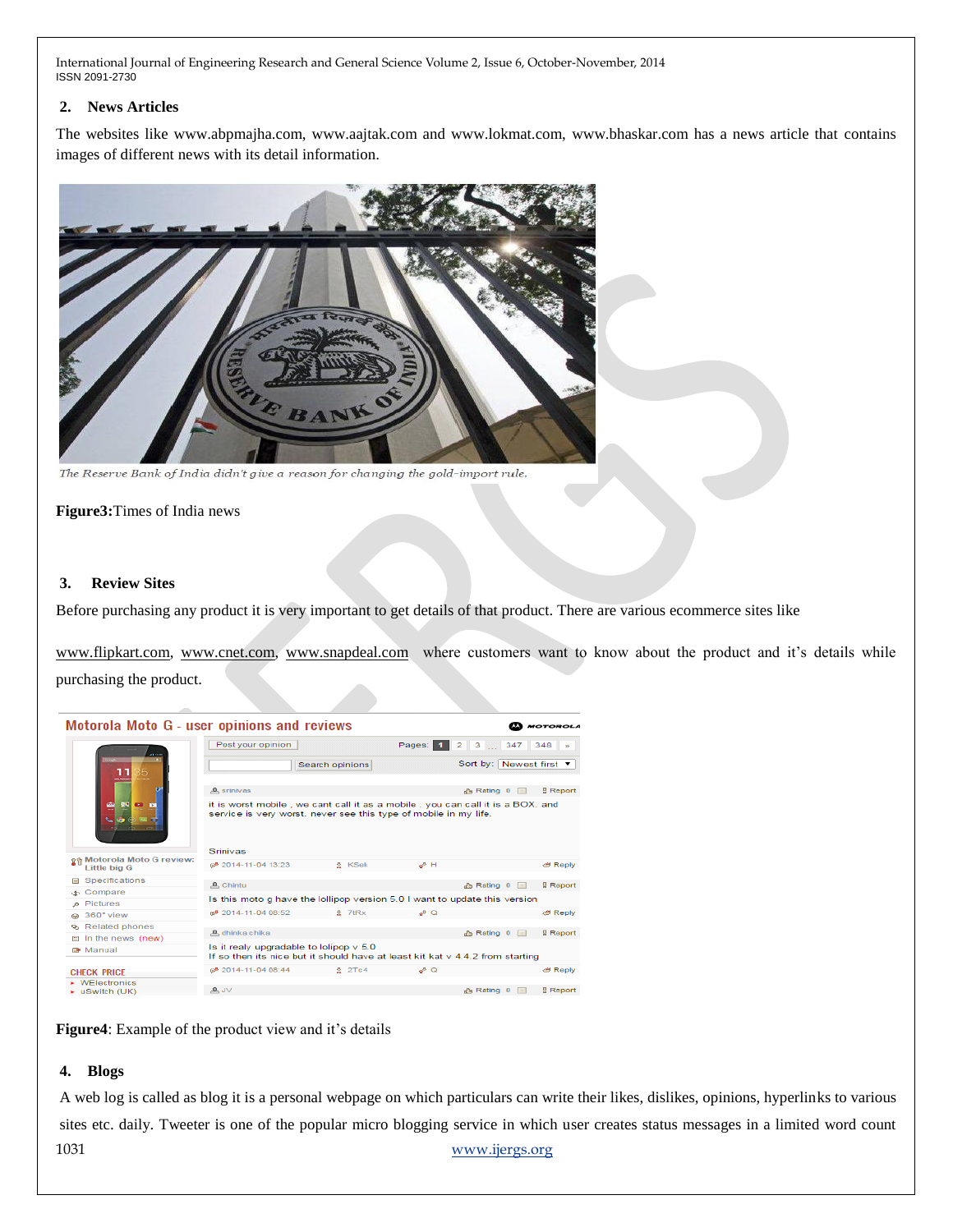## 2. News Articles

The websites like www.abpmajha.com, www.aajtak.com and www.lokmat.com, www.bhaskar.com has a news article that contains images of different news with its detail information.

**Figure3:**Times of India news

## 3. Review Sites

Before purchasing any product it is very important to get details of that product. There are various ecommerce sites like

www.flipkart.com, www.cnet.com, www.snapdeal.com where customers want to know about the product and it's details while purchasing the product.

**Figure4**: Example of the product view and it's details

## 4. Blogs

A web log is called as blog it is a personal webpage on which particulars can write their likes, dislikes, opinions, hyperlinks to various sites etc. daily. Tweeter is one of the popular micro blogging service in which user creates status messages in a limited word count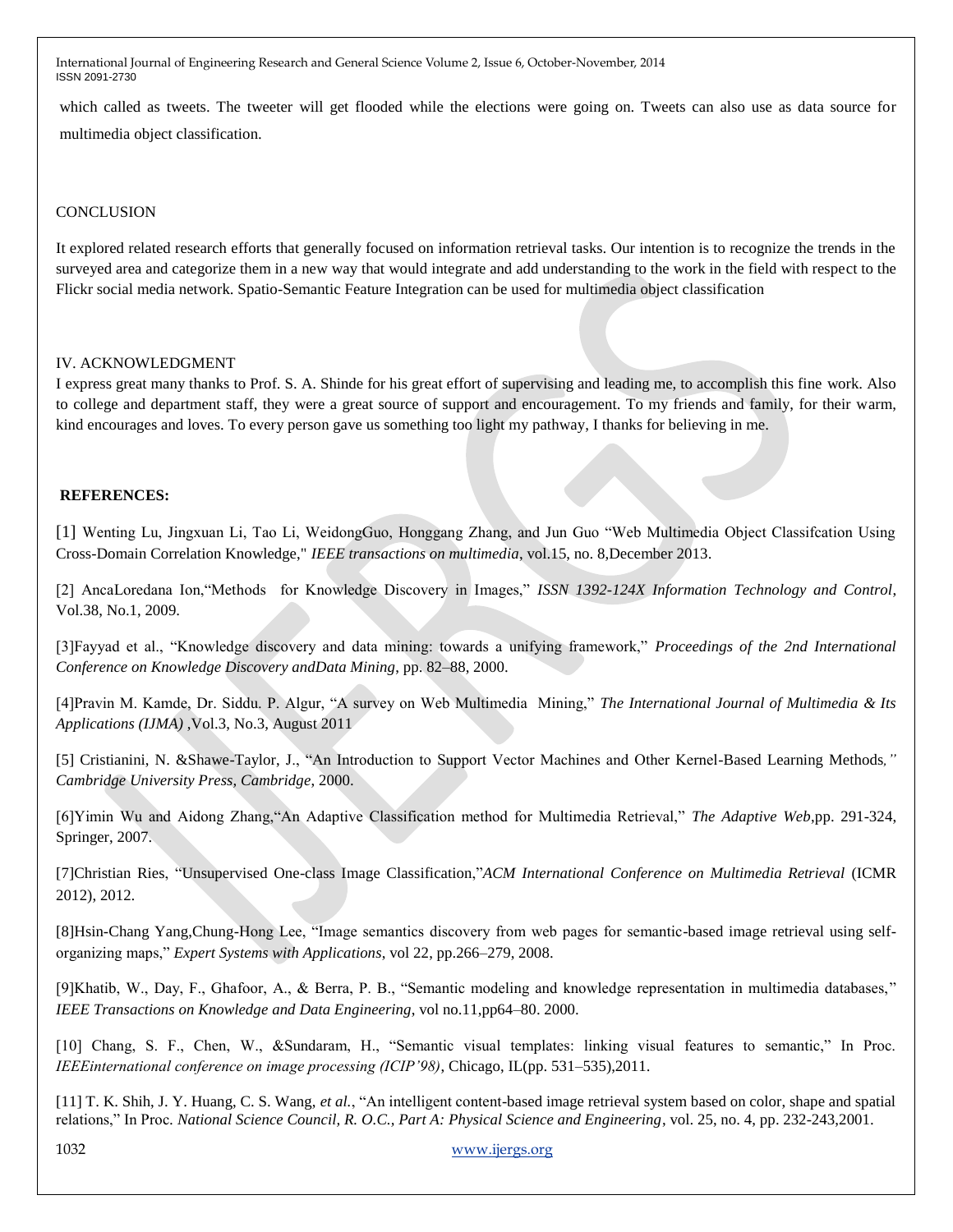which called as tweets. The tweeter will get flooded while the elections were going on. Tweets can also use as data source for multimedia object classification.

## CONCLUSION

It explored related research efforts that generally focused on information retrieval tasks. Our intention is to recognize the trends in the surveyed area and categorize them in a new way that would integrate and add understanding to the work in the field with respect to the Flickr social media network. Spatio-Semantic Feature Integration can be used for multimedia object classification

## IV. ACKNOWLEDGMENT

I express great many thanks to Prof. S. A. Shinde for his great effort of supervising and leading me, to accomplish this fine work. Also to college and department staff, they were a great source of support and encouragement. To my friends and family, for their warm, kind encourages and loves. To every person gave us something too light my pathway, I thanks for believing in me.

## REFERENCES:

[1] Wenting Lu, Jingxuan Li, Tao Li, WeidongGuo, Honggang Zhang, and Jun Guo "Web Multimedia Object Classifcation Using Cross-Domain Correlation Knowledge," *IEEE transactions on multimedia*, vol.15, no. 8,December 2013.

[2] AncaLoredana Ion,"Methods for Knowledge Discovery in Images," *ISSN 1392-124X Information Technology and Control*, Vol.38, No.1, 2009.

[3]Fayyad et al., "Knowledge discovery and data mining: towards a unifying framework," *Proceedings of the 2nd International Conference on Knowledge Discovery andData Mining*, pp. 82–88, 2000.

[4]Pravin M. Kamde, Dr. Siddu. P. Algur, "A survey on Web Multimedia Mining," *The International Journal of Multimedia & Its Applications (IJMA)* ,Vol.3, No.3, August 2011

[5] Cristianini, N. &Shawe-Taylor, J., "An Introduction to Support Vector Machines and Other Kernel-Based Learning Methods*," Cambridge University Press, Cambridge*, 2000.

[6]Yimin Wu and Aidong Zhang,"An Adaptive Classification method for Multimedia Retrieval," *The Adaptive Web*,pp. 291-324, Springer, 2007.

[7]Christian Ries, "Unsupervised One-class Image Classification,"*ACM International Conference on Multimedia Retrieval* (ICMR 2012), 2012.

[8]Hsin-Chang Yang,Chung-Hong Lee, "Image semantics discovery from web pages for semantic-based image retrieval using self-organizing maps," *Expert Systems with Applications*, vol 22, pp.266–279, 2008.

[9]Khatib, W., Day, F., Ghafoor, A., & Berra, P. B., "Semantic modeling and knowledge representation in multimedia databases," *IEEE Transactions on Knowledge and Data Engineering*, vol no.11,pp64–80. 2000.

[10] Chang, S. F., Chen, W., &Sundaram, H., "Semantic visual templates: linking visual features to semantic," In Proc. *IEEEinternational conference on image processing (ICIP'98)*, Chicago, IL(pp. 531–535),2011.

[11] T. K. Shih, J. Y. Huang, C. S. Wang, *et al.*, "An intelligent content-based image retrieval system based on color, shape and spatial relations," In Proc. *National Science Council, R. O.C., Part A: Physical Science and Engineering*, vol. 25, no. 4, pp. 232-243,2001.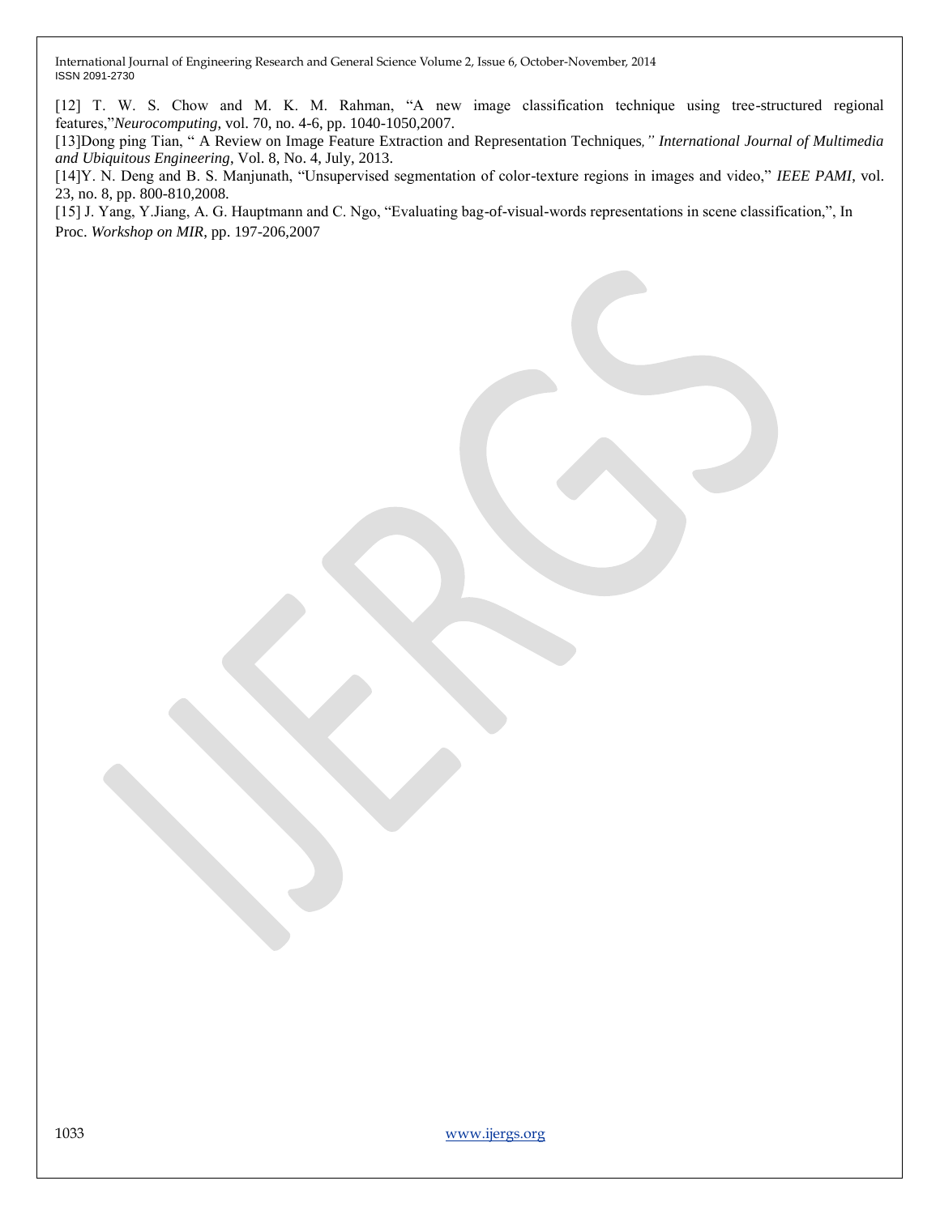[12] T. W. S. Chow and M. K. M. Rahman, "A new image classification technique using tree-structured regional features,"*Neurocomputing*, vol. 70, no. 4-6, pp. 1040-1050,2007.

[13]Dong ping Tian, " A Review on Image Feature Extraction and Representation Techniques*," International Journal of Multimedia and Ubiquitous Engineering*, Vol. 8, No. 4, July, 2013.

[14]Y. N. Deng and B. S. Manjunath, "Unsupervised segmentation of color-texture regions in images and video," *IEEE PAMI*, vol. 23, no. 8, pp. 800-810,2008.

[15] J. Yang, Y.Jiang, A. G. Hauptmann and C. Ngo, "Evaluating bag-of-visual-words representations in scene classification,", In Proc. *Workshop on MIR*, pp. 197-206,2007